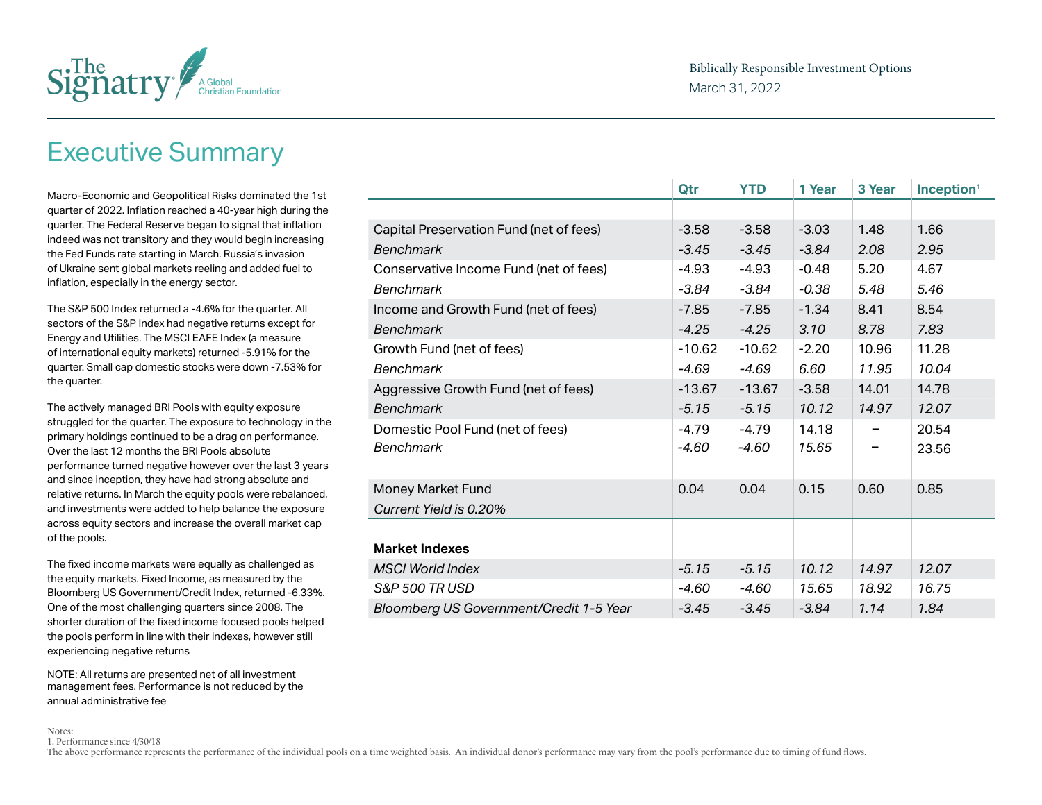The Signatry A Global Christian Foundation

Biblically Responsible Investment Options

March 31, 2022

# Executive Summary

Macro-Economic and Geopolitical Risks dominated the 1st quarter of 2022. Inflation reached a 40-year high during the quarter. The Federal Reserve began to signal that inflation indeed was not transitory and they would begin increasing the Fed Funds rate starting in March. Russia's invasion of Ukraine sent global markets reeling and added fuel to inflation, especially in the energy sector.

The S&P 500 Index returned a -4.6% for the quarter. All sectors of the S&P Index had negative returns except for Energy and Utilities. The MSCI EAFE Index (a measure of international equity markets) returned -5.91% for the quarter. Small cap domestic stocks were down -7.53% for the quarter.

The actively managed BRI Pools with equity exposure struggled for the quarter. The exposure to technology in the primary holdings continued to be a drag on performance. Over the last 12 months the BRI Pools absolute performance turned negative however over the last 3 years and since inception, they have had strong absolute and relative returns. In March the equity pools were rebalanced, and investments were added to help balance the exposure across equity sectors and increase the overall market cap of the pools.

The fixed income markets were equally as challenged as the equity markets. Fixed Income, as measured by the Bloomberg US Government/Credit Index, returned -6.33%. One of the most challenging quarters since 2008. The shorter duration of the fixed income focused pools helped the pools perform in line with their indexes, however still experiencing negative returns

NOTE: All returns are presented net of all investment management fees. Performance is not reduced by the annual administrative fee

| | Qtr | YTD | 1 Year | 3 Year | Inception[1] |
|---|---|---|---|---|---|
| Capital Preservation Fund (net of fees) | -3.58 | -3.58 | -3.03 | 1.48 | 1.66 |
| *Benchmark* | *-3.45* | *-3.45* | *-3.84* | *2.08* | *2.95* |
| Conservative Income Fund (net of fees) | -4.93 | -4.93 | -0.48 | 5.20 | 4.67 |
| *Benchmark* | *-3.84* | *-3.84* | *-0.38* | *5.48* | *5.46* |
| Income and Growth Fund (net of fees) | -7.85 | -7.85 | -1.34 | 8.41 | 8.54 |
| *Benchmark* | *-4.25* | *-4.25* | *3.10* | *8.78* | *7.83* |
| Growth Fund (net of fees) | -10.62 | -10.62 | -2.20 | 10.96 | 11.28 |
| *Benchmark* | *-4.69* | *-4.69* | *6.60* | *11.95* | *10.04* |
| Aggressive Growth Fund (net of fees) | -13.67 | -13.67 | -3.58 | 14.01 | 14.78 |
| *Benchmark* | *-5.15* | *-5.15* | *10.12* | *14.97* | *12.07* |
| Domestic Pool Fund (net of fees) | -4.79 | -4.79 | 14.18 | – | 20.54 |
| *Benchmark* | *-4.60* | *-4.60* | *15.65* | – | 23.56 |
| Money Market Fund | 0.04 | 0.04 | 0.15 | 0.60 | 0.85 |
| *Current Yield is 0.20%* | | | | | |
| **Market Indexes** | | | | | |
| *MSCI World Index* | *-5.15* | *-5.15* | *10.12* | *14.97* | *12.07* |
| *S&P 500 TR USD* | *-4.60* | *-4.60* | *15.65* | *18.92* | *16.75* |
| *Bloomberg US Government/Credit 1-5 Year* | *-3.45* | *-3.45* | *-3.84* | *1.14* | *1.84* |

Notes:
1. Performance since 4/30/18
The above performance represents the performance of the individual pools on a time weighted basis. An individual donor's performance may vary from the pool's performance due to timing of fund flows.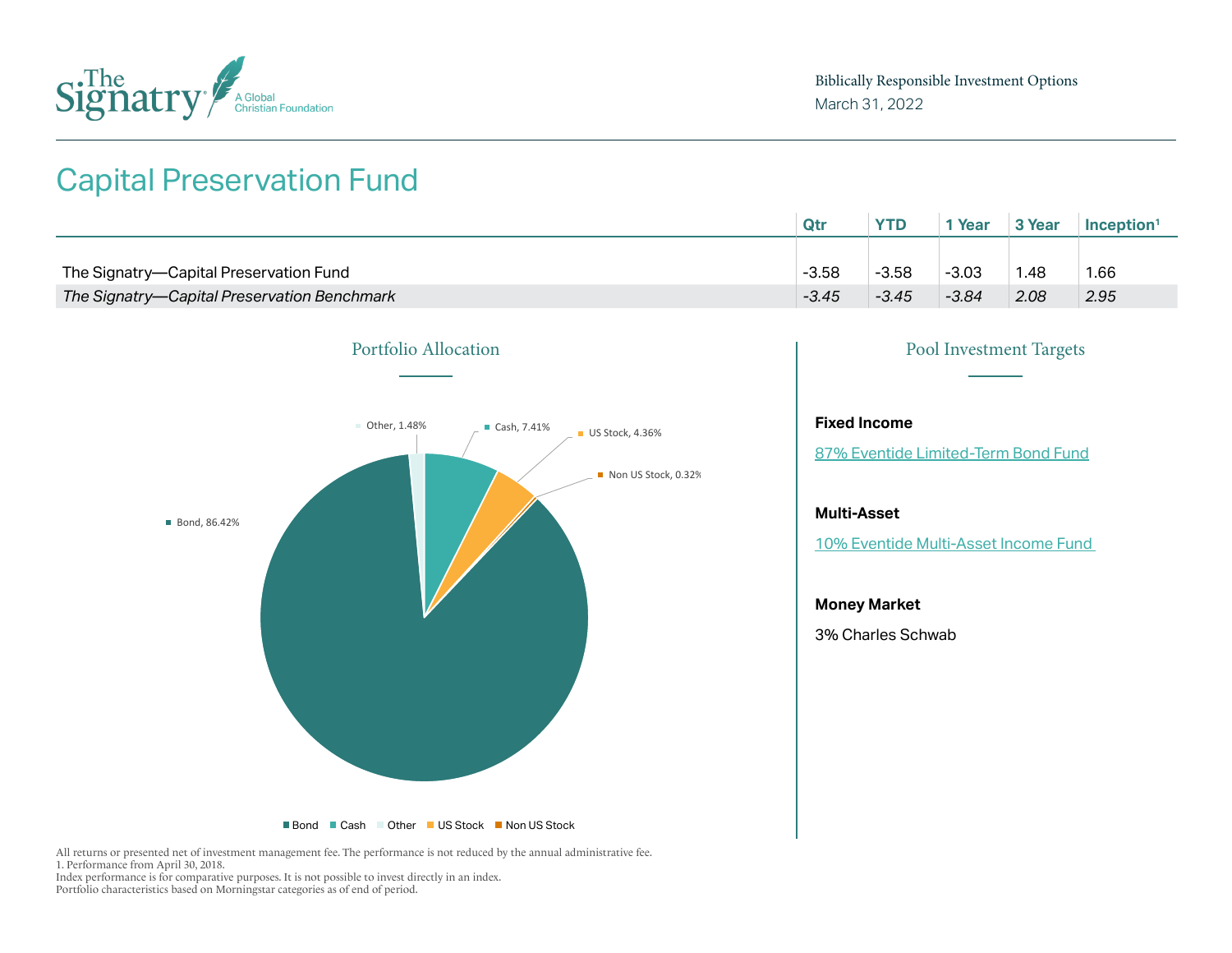Biblically Responsible Investment Options
March 31, 2022

# Capital Preservation Fund

| | Qtr | YTD | 1 Year | 3 Year | Inception[1] |
|---|---|---|---|---|---|
| The Signatry—Capital Preservation Fund | -3.58 | -3.58 | -3.03 | 1.48 | 1.66 |
| *The Signatry—Capital Preservation Benchmark* | *-3.45* | *-3.45* | *-3.84* | *2.08* | *2.95* |

## Portfolio Allocation

- Bond, 86.42%
- Cash, 7.41%
- US Stock, 4.36%
- Other, 1.48%
- Non US Stock, 0.32%

## Pool Investment Targets

**Fixed Income**

87% Eventide Limited-Term Bond Fund

**Multi-Asset**

10% Eventide Multi-Asset Income Fund

**Money Market**

3% Charles Schwab

All returns or presented net of investment management fee. The performance is not reduced by the annual administrative fee.
1. Performance from April 30, 2018.
Index performance is for comparative purposes. It is not possible to invest directly in an index.
Portfolio characteristics based on Morningstar categories as of end of period.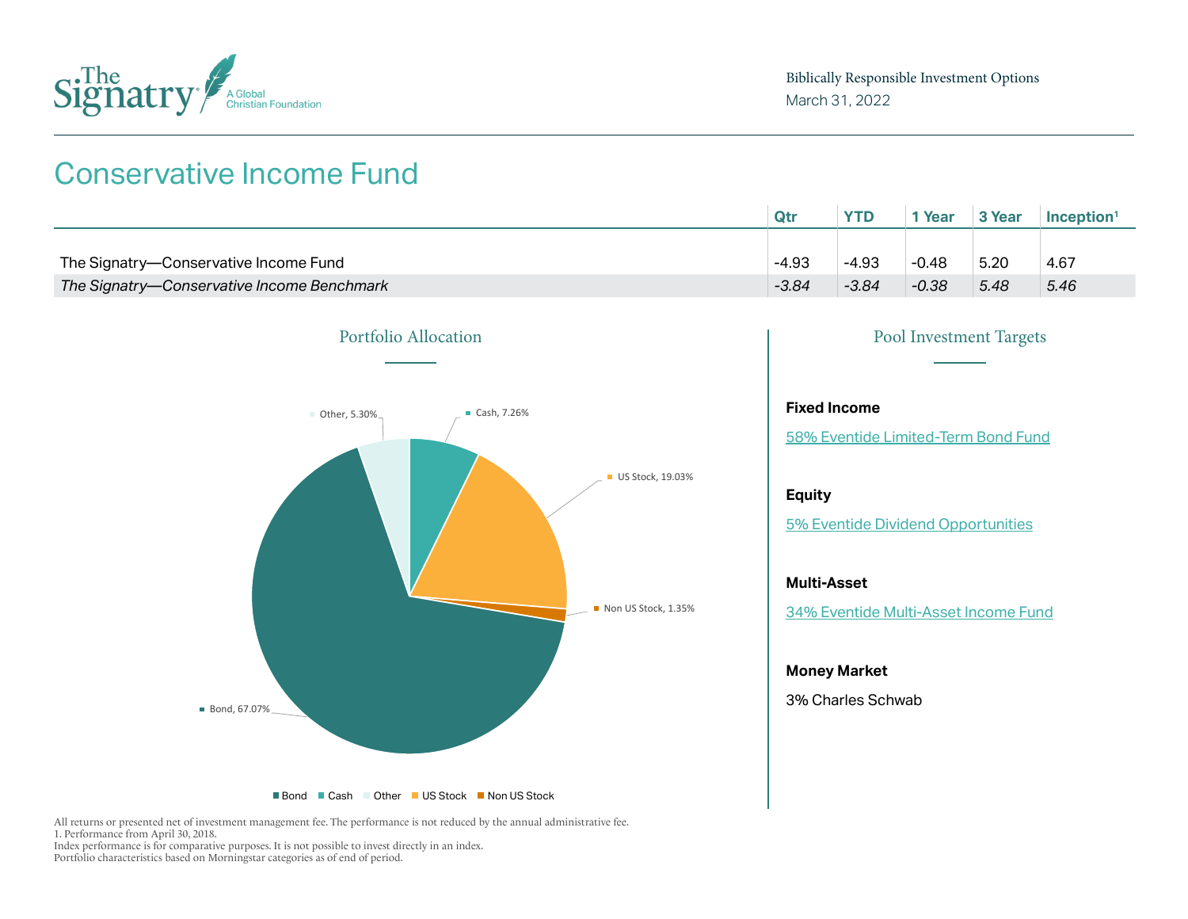Biblically Responsible Investment Options
March 31, 2022

# Conservative Income Fund

| | Qtr | YTD | 1 Year | 3 Year | Inception[1] |
|---|---|---|---|---|---|
| The Signatry—Conservative Income Fund | -4.93 | -4.93 | -0.48 | 5.20 | 4.67 |
| *The Signatry—Conservative Income Benchmark* | *-3.84* | *-3.84* | *-0.38* | *5.48* | *5.46* |

## Portfolio Allocation

- Bond, 67.07%
- Cash, 7.26%
- Other, 5.30%
- US Stock, 19.03%
- Non US Stock, 1.35%

## Pool Investment Targets

**Fixed Income**

58% Eventide Limited-Term Bond Fund

**Equity**

5% Eventide Dividend Opportunities

**Multi-Asset**

34% Eventide Multi-Asset Income Fund

**Money Market**

3% Charles Schwab

All returns or presented net of investment management fee. The performance is not reduced by the annual administrative fee.
1. Performance from April 30, 2018.
Index performance is for comparative purposes. It is not possible to invest directly in an index.
Portfolio characteristics based on Morningstar categories as of end of period.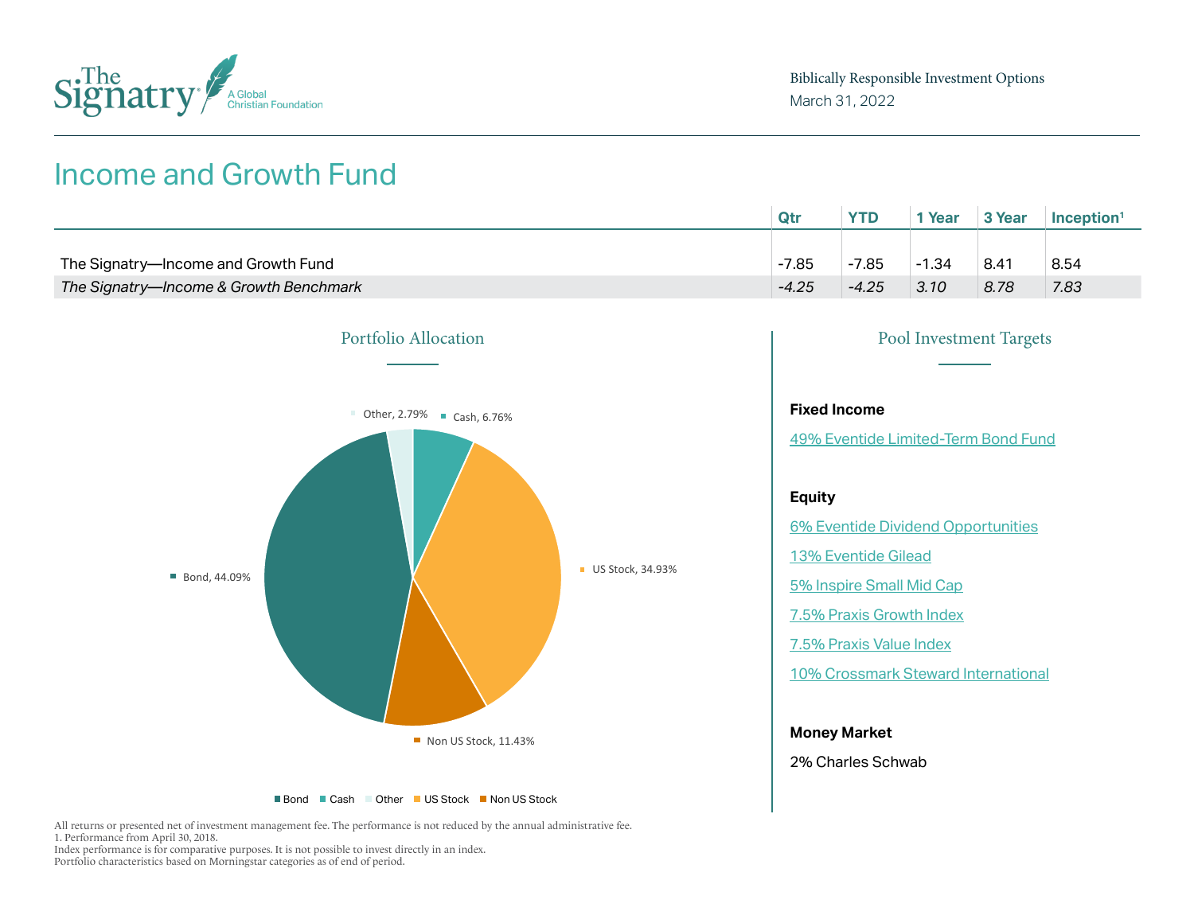Biblically Responsible Investment Options
March 31, 2022

# Income and Growth Fund

| | Qtr | YTD | 1 Year | 3 Year | Inception[1] |
|---|---|---|---|---|---|
| The Signatry—Income and Growth Fund | -7.85 | -7.85 | -1.34 | 8.41 | 8.54 |
| *The Signatry—Income & Growth Benchmark* | *-4.25* | *-4.25* | *3.10* | *8.78* | *7.83* |

## Portfolio Allocation

Other, 2.79%
Cash, 6.76%
US Stock, 34.93%
Non US Stock, 11.43%
Bond, 44.09%

Bond | Cash | Other | US Stock | Non US Stock

## Pool Investment Targets

**Fixed Income**

49% Eventide Limited-Term Bond Fund

**Equity**

6% Eventide Dividend Opportunities

13% Eventide Gilead

5% Inspire Small Mid Cap

7.5% Praxis Growth Index

7.5% Praxis Value Index

10% Crossmark Steward International

**Money Market**

2% Charles Schwab

All returns or presented net of investment management fee. The performance is not reduced by the annual administrative fee.
1. Performance from April 30, 2018.
Index performance is for comparative purposes. It is not possible to invest directly in an index.
Portfolio characteristics based on Morningstar categories as of end of period.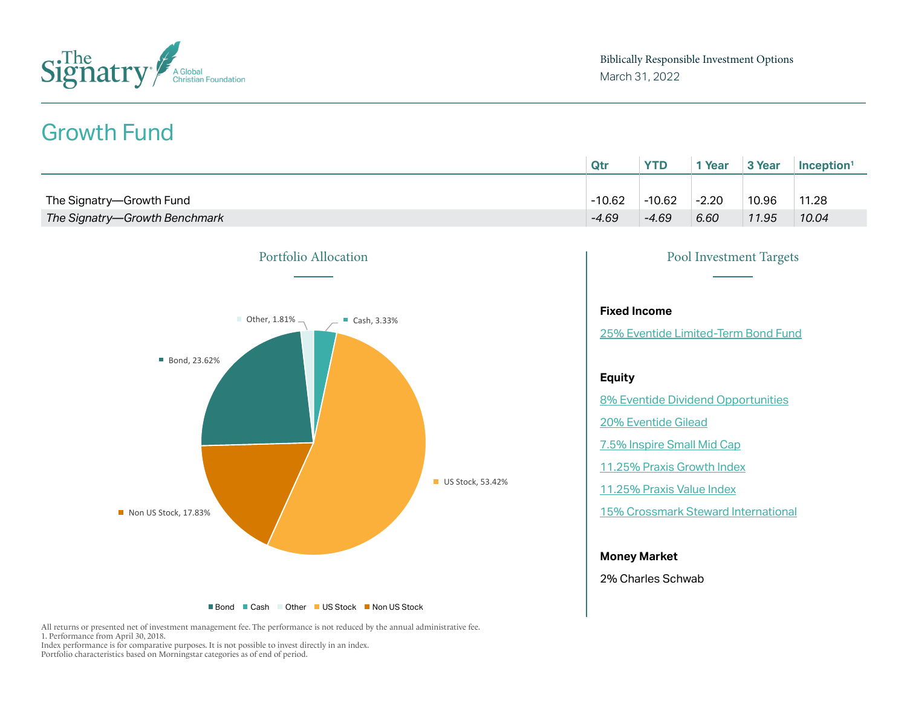Biblically Responsible Investment Options
March 31, 2022

# Growth Fund

| | Qtr | YTD | 1 Year | 3 Year | Inception[1] |
|---|---|---|---|---|---|
| The Signatry—Growth Fund | -10.62 | -10.62 | -2.20 | 10.96 | 11.28 |
| *The Signatry—Growth Benchmark* | *-4.69* | *-4.69* | *6.60* | *11.95* | *10.04* |

## Portfolio Allocation

- Bond, 23.62%
- Cash, 3.33%
- Other, 1.81%
- US Stock, 53.42%
- Non US Stock, 17.83%

## Pool Investment Targets

**Fixed Income**

25% Eventide Limited-Term Bond Fund

**Equity**

8% Eventide Dividend Opportunities

20% Eventide Gilead

7.5% Inspire Small Mid Cap

11.25% Praxis Growth Index

11.25% Praxis Value Index

15% Crossmark Steward International

**Money Market**

2% Charles Schwab

All returns or presented net of investment management fee. The performance is not reduced by the annual administrative fee.
1. Performance from April 30, 2018.
Index performance is for comparative purposes. It is not possible to invest directly in an index.
Portfolio characteristics based on Morningstar categories as of end of period.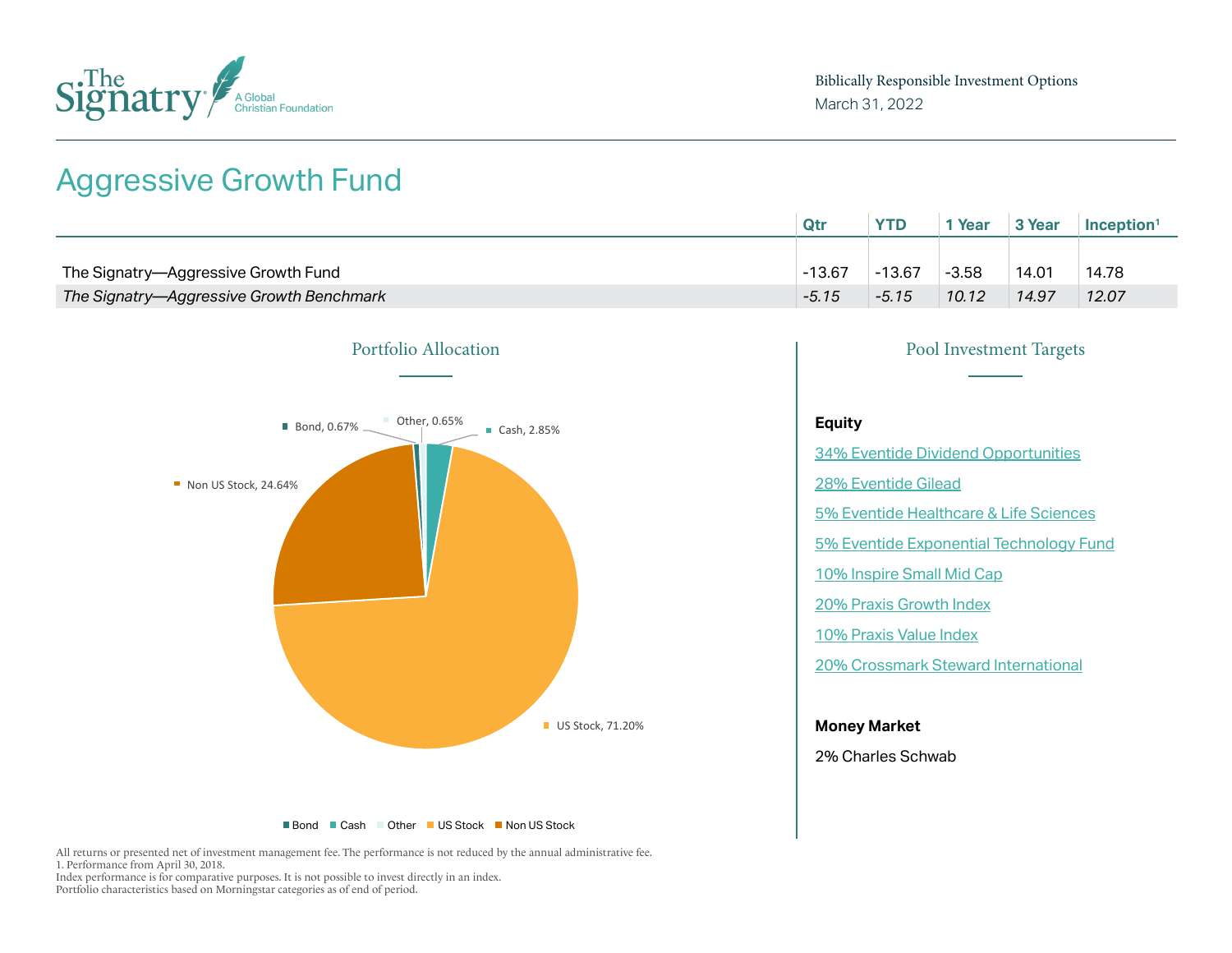Biblically Responsible Investment Options
March 31, 2022

# Aggressive Growth Fund

| | Qtr | YTD | 1 Year | 3 Year | Inception[1] |
|---|---|---|---|---|---|
| The Signatry—Aggressive Growth Fund | -13.67 | -13.67 | -3.58 | 14.01 | 14.78 |
| *The Signatry—Aggressive Growth Benchmark* | *-5.15* | *-5.15* | *10.12* | *14.97* | *12.07* |

## Portfolio Allocation

Bond, 0.67%
Other, 0.65%
Cash, 2.85%
Non US Stock, 24.64%
US Stock, 71.20%

Bond · Cash · Other · US Stock · Non US Stock

## Pool Investment Targets

**Equity**

34% Eventide Dividend Opportunities

28% Eventide Gilead

5% Eventide Healthcare & Life Sciences

5% Eventide Exponential Technology Fund

10% Inspire Small Mid Cap

20% Praxis Growth Index

10% Praxis Value Index

20% Crossmark Steward International

**Money Market**

2% Charles Schwab

All returns or presented net of investment management fee. The performance is not reduced by the annual administrative fee.
1. Performance from April 30, 2018.
Index performance is for comparative purposes. It is not possible to invest directly in an index.
Portfolio characteristics based on Morningstar categories as of end of period.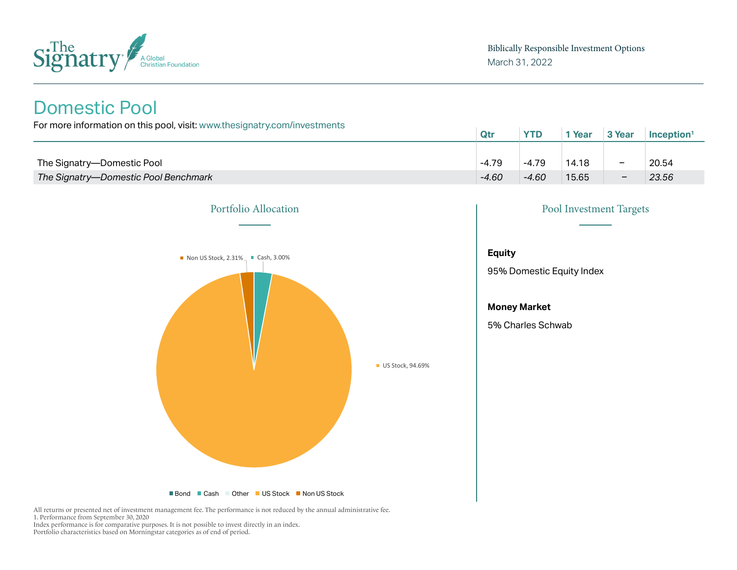# Domestic Pool

For more information on this pool, visit: www.thesignatry.com/investments

| | Qtr | YTD | 1 Year | 3 Year | Inception[1] |
|---|---|---|---|---|---|
| The Signatry—Domestic Pool | -4.79 | -4.79 | 14.18 | – | 20.54 |
| *The Signatry—Domestic Pool Benchmark* | *-4.60* | *-4.60* | 15.65 | – | *23.56* |

## Portfolio Allocation

Non US Stock, 2.31%
Cash, 3.00%
US Stock, 94.69%

Bond Cash Other US Stock Non US Stock

## Pool Investment Targets

**Equity**

95% Domestic Equity Index

**Money Market**

5% Charles Schwab

All returns or presented net of investment management fee. The performance is not reduced by the annual administrative fee.
1. Performance from September 30, 2020
Index performance is for comparative purposes. It is not possible to invest directly in an index.
Portfolio characteristics based on Morningstar categories as of end of period.